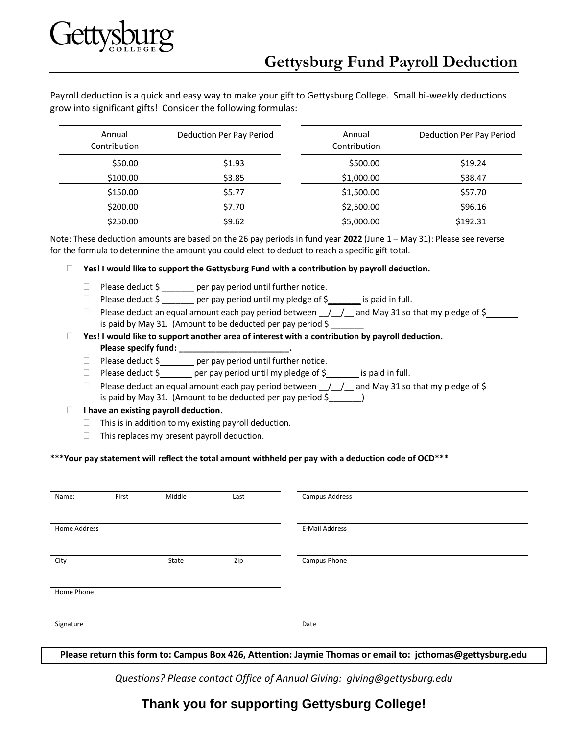Gettysburg College

# Gettysburg Fund Payroll Deduction

Payroll deduction is a quick and easy way to make your gift to Gettysburg College. Small bi-weekly deductions grow into significant gifts! Consider the following formulas:

| Annual Contribution | Deduction Per Pay Period | Annual Contribution | Deduction Per Pay Period |
|---|---|---|---|
| $50.00 | $1.93 | $500.00 | $19.24 |
| $100.00 | $3.85 | $1,000.00 | $38.47 |
| $150.00 | $5.77 | $1,500.00 | $57.70 |
| $200.00 | $7.70 | $2,500.00 | $96.16 |
| $250.00 | $9.62 | $5,000.00 | $192.31 |

Note: These deduction amounts are based on the 26 pay periods in fund year **2022** (June 1 – May 31): Please see reverse for the formula to determine the amount you could elect to deduct to reach a specific gift total.

- ☐ **Yes! I would like to support the Gettysburg Fund with a contribution by payroll deduction.**
  - ☐ Please deduct $ _______ per pay period until further notice.
  - ☐ Please deduct $ _______ per pay period until my pledge of $_______ is paid in full.
  - ☐ Please deduct an equal amount each pay period between __/__/__ and May 31 so that my pledge of $_______ is paid by May 31. (Amount to be deducted per pay period $ _______
- ☐ **Yes! I would like to support another area of interest with a contribution by payroll deduction. Please specify fund: ________________________.**
  - ☐ Please deduct $_______ per pay period until further notice.
  - ☐ Please deduct $_______ per pay period until my pledge of $_______ is paid in full.
  - ☐ Please deduct an equal amount each pay period between __/__/__ and May 31 so that my pledge of $_______ is paid by May 31. (Amount to be deducted per pay period $_______)
- ☐ **I have an existing payroll deduction.**
  - ☐ This is in addition to my existing payroll deduction.
  - ☐ This replaces my present payroll deduction.

**\*\*\*Your pay statement will reflect the total amount withheld per pay with a deduction code of OCD\*\*\***

Name: First Middle Last

Campus Address

Home Address

E-Mail Address

City State Zip

Campus Phone

Home Phone

Signature

Date

**Please return this form to: Campus Box 426, Attention: Jaymie Thomas or email to: jcthomas@gettysburg.edu**

*Questions? Please contact Office of Annual Giving: giving@gettysburg.edu*

## Thank you for supporting Gettysburg College!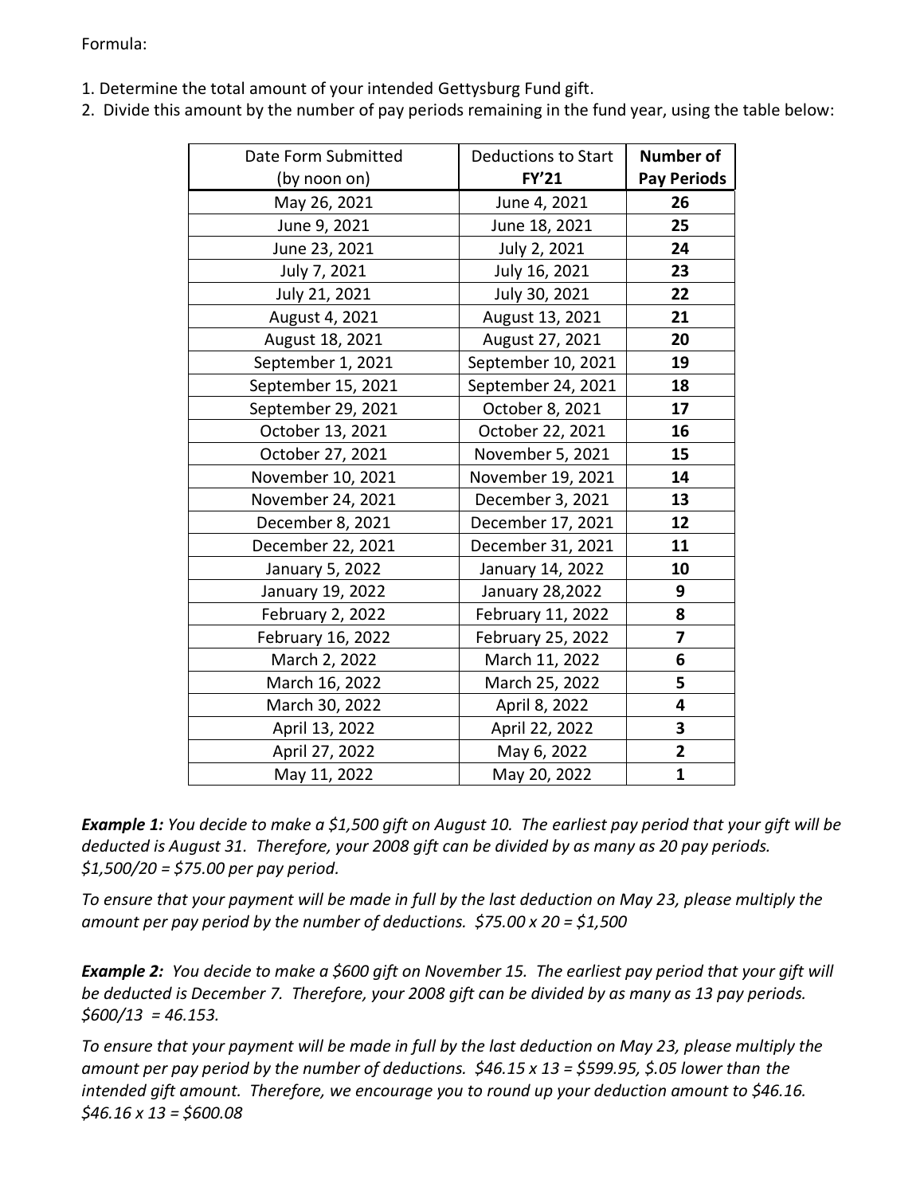Formula:

1. Determine the total amount of your intended Gettysburg Fund gift.
2. Divide this amount by the number of pay periods remaining in the fund year, using the table below:

| Date Form Submitted (by noon on) | Deductions to Start **FY'21** | **Number of Pay Periods** |
|---|---|---|
| May 26, 2021 | June 4, 2021 | **26** |
| June 9, 2021 | June 18, 2021 | **25** |
| June 23, 2021 | July 2, 2021 | **24** |
| July 7, 2021 | July 16, 2021 | **23** |
| July 21, 2021 | July 30, 2021 | **22** |
| August 4, 2021 | August 13, 2021 | **21** |
| August 18, 2021 | August 27, 2021 | **20** |
| September 1, 2021 | September 10, 2021 | **19** |
| September 15, 2021 | September 24, 2021 | **18** |
| September 29, 2021 | October 8, 2021 | **17** |
| October 13, 2021 | October 22, 2021 | **16** |
| October 27, 2021 | November 5, 2021 | **15** |
| November 10, 2021 | November 19, 2021 | **14** |
| November 24, 2021 | December 3, 2021 | **13** |
| December 8, 2021 | December 17, 2021 | **12** |
| December 22, 2021 | December 31, 2021 | **11** |
| January 5, 2022 | January 14, 2022 | **10** |
| January 19, 2022 | January 28,2022 | **9** |
| February 2, 2022 | February 11, 2022 | **8** |
| February 16, 2022 | February 25, 2022 | **7** |
| March 2, 2022 | March 11, 2022 | **6** |
| March 16, 2022 | March 25, 2022 | **5** |
| March 30, 2022 | April 8, 2022 | **4** |
| April 13, 2022 | April 22, 2022 | **3** |
| April 27, 2022 | May 6, 2022 | **2** |
| May 11, 2022 | May 20, 2022 | **1** |

***Example 1:*** *You decide to make a $1,500 gift on August 10. The earliest pay period that your gift will be deducted is August 31. Therefore, your 2008 gift can be divided by as many as 20 pay periods. $1,500/20 = $75.00 per pay period.*

*To ensure that your payment will be made in full by the last deduction on May 23, please multiply the amount per pay period by the number of deductions. $75.00 x 20 = $1,500*

***Example 2:*** *You decide to make a $600 gift on November 15. The earliest pay period that your gift will be deducted is December 7. Therefore, your 2008 gift can be divided by as many as 13 pay periods. $600/13 = 46.153.*

*To ensure that your payment will be made in full by the last deduction on May 23, please multiply the amount per pay period by the number of deductions. $46.15 x 13 = $599.95, $.05 lower than the intended gift amount. Therefore, we encourage you to round up your deduction amount to $46.16. $46.16 x 13 = $600.08*